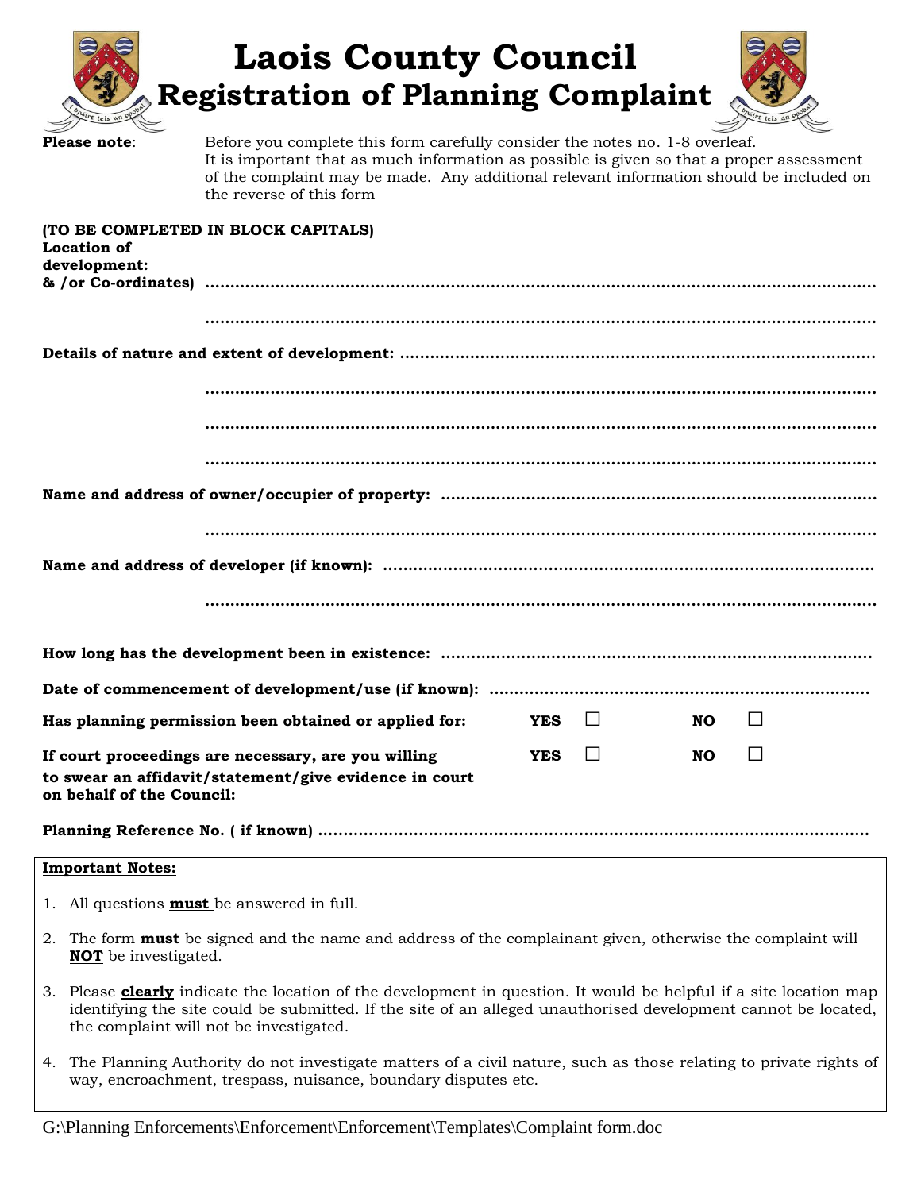# Laois County Council
## Registration of Planning Complaint

**Please note**: Before you complete this form carefully consider the notes no. 1-8 overleaf. It is important that as much information as possible is given so that a proper assessment of the complaint may be made. Any additional relevant information should be included on the reverse of this form

**(TO BE COMPLETED IN BLOCK CAPITALS)**

**Location of development: & /or Co-ordinates)** ..............................................................................................................................

..............................................................................................................................

**Details of nature and extent of development:** ..............................................................................................

..............................................................................................................................

..............................................................................................................................

..............................................................................................................................

**Name and address of owner/occupier of property:** ......................................................................................

..............................................................................................................................

**Name and address of developer (if known):** .................................................................................................

..............................................................................................................................

**How long has the development been in existence:** .....................................................................................

**Date of commencement of development/use (if known):** ..........................................................................

**Has planning permission been obtained or applied for:** **YES** ☐ **NO** ☐

**If court proceedings are necessary, are you willing to swear an affidavit/statement/give evidence in court on behalf of the Council:** **YES** ☐ **NO** ☐

**Planning Reference No. ( if known)** .............................................................................................................

**Important Notes:**

1. All questions **must** be answered in full.
2. The form **must** be signed and the name and address of the complainant given, otherwise the complaint will **NOT** be investigated.
3. Please **clearly** indicate the location of the development in question. It would be helpful if a site location map identifying the site could be submitted. If the site of an alleged unauthorised development cannot be located, the complaint will not be investigated.
4. The Planning Authority do not investigate matters of a civil nature, such as those relating to private rights of way, encroachment, trespass, nuisance, boundary disputes etc.

G:\Planning Enforcements\Enforcement\Enforcement\Templates\Complaint form.doc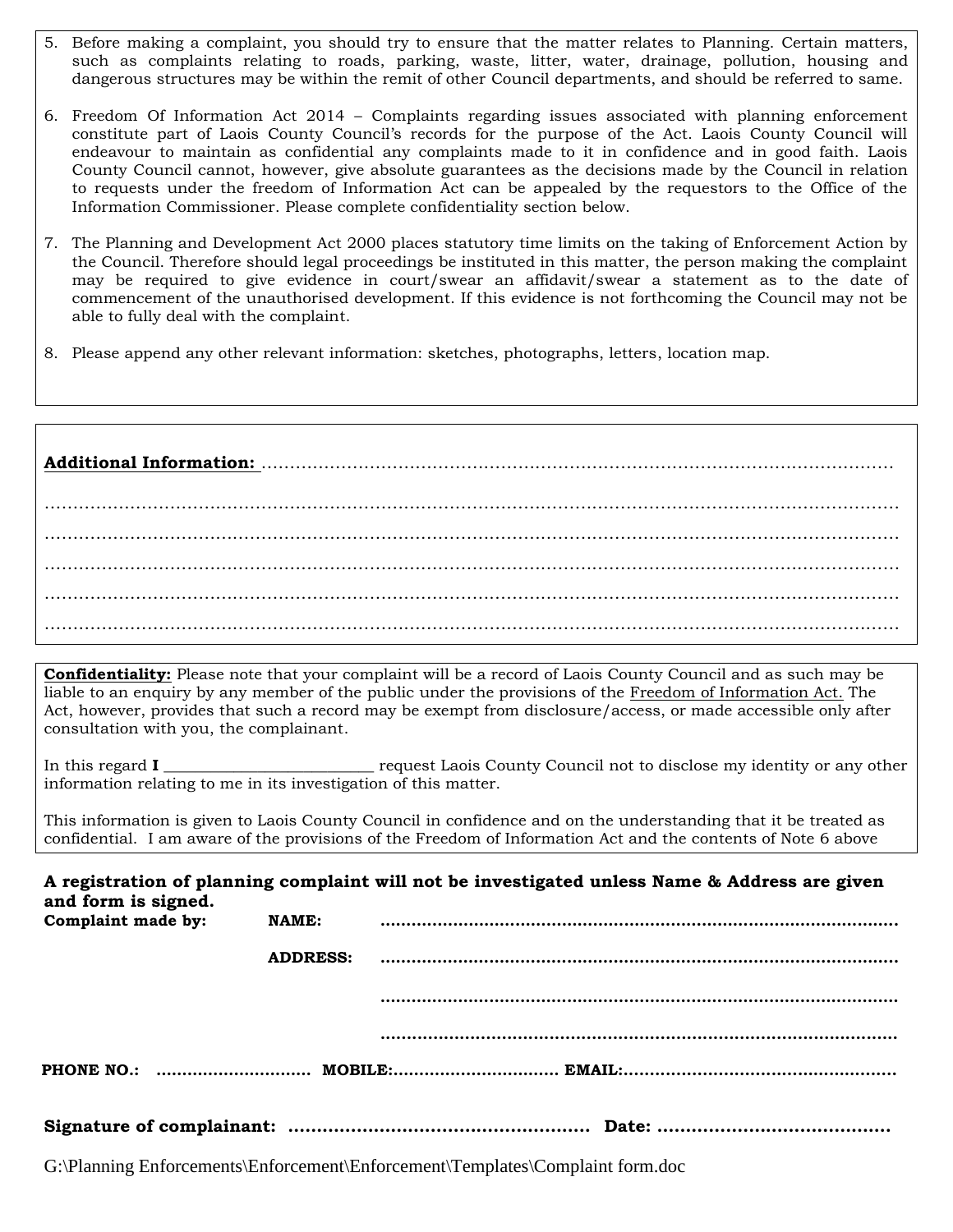5. Before making a complaint, you should try to ensure that the matter relates to Planning. Certain matters, such as complaints relating to roads, parking, waste, litter, water, drainage, pollution, housing and dangerous structures may be within the remit of other Council departments, and should be referred to same.

6. Freedom Of Information Act 2014 – Complaints regarding issues associated with planning enforcement constitute part of Laois County Council's records for the purpose of the Act. Laois County Council will endeavour to maintain as confidential any complaints made to it in confidence and in good faith. Laois County Council cannot, however, give absolute guarantees as the decisions made by the Council in relation to requests under the freedom of Information Act can be appealed by the requestors to the Office of the Information Commissioner. Please complete confidentiality section below.

7. The Planning and Development Act 2000 places statutory time limits on the taking of Enforcement Action by the Council. Therefore should legal proceedings be instituted in this matter, the person making the complaint may be required to give evidence in court/swear an affidavit/swear a statement as to the date of commencement of the unauthorised development. If this evidence is not forthcoming the Council may not be able to fully deal with the complaint.

8. Please append any other relevant information: sketches, photographs, letters, location map.

**Additional Information:** ……………………………………………………………………………………………………

……………………………………………………………………………………………………………………………………

……………………………………………………………………………………………………………………………………

……………………………………………………………………………………………………………………………………

……………………………………………………………………………………………………………………………………

……………………………………………………………………………………………………………………………………

**Confidentiality:** Please note that your complaint will be a record of Laois County Council and as such may be liable to an enquiry by any member of the public under the provisions of the Freedom of Information Act. The Act, however, provides that such a record may be exempt from disclosure/access, or made accessible only after consultation with you, the complainant.

In this regard **I** __________________________ request Laois County Council not to disclose my identity or any other information relating to me in its investigation of this matter.

This information is given to Laois County Council in confidence and on the understanding that it be treated as confidential. I am aware of the provisions of the Freedom of Information Act and the contents of Note 6 above

**A registration of planning complaint will not be investigated unless Name & Address are given and form is signed.**

**Complaint made by:** **NAME:** ………………………………………………………………………………………

**ADDRESS:** ………………………………………………………………………………………

………………………………………………………………………………………

………………………………………………………………………………………

**PHONE NO.:** ………………………… **MOBILE:**………………………… **EMAIL:**…………………………………………

**Signature of complainant:** ……………………………………………… **Date:** …………………………………

G:\Planning Enforcements\Enforcement\Enforcement\Templates\Complaint form.doc